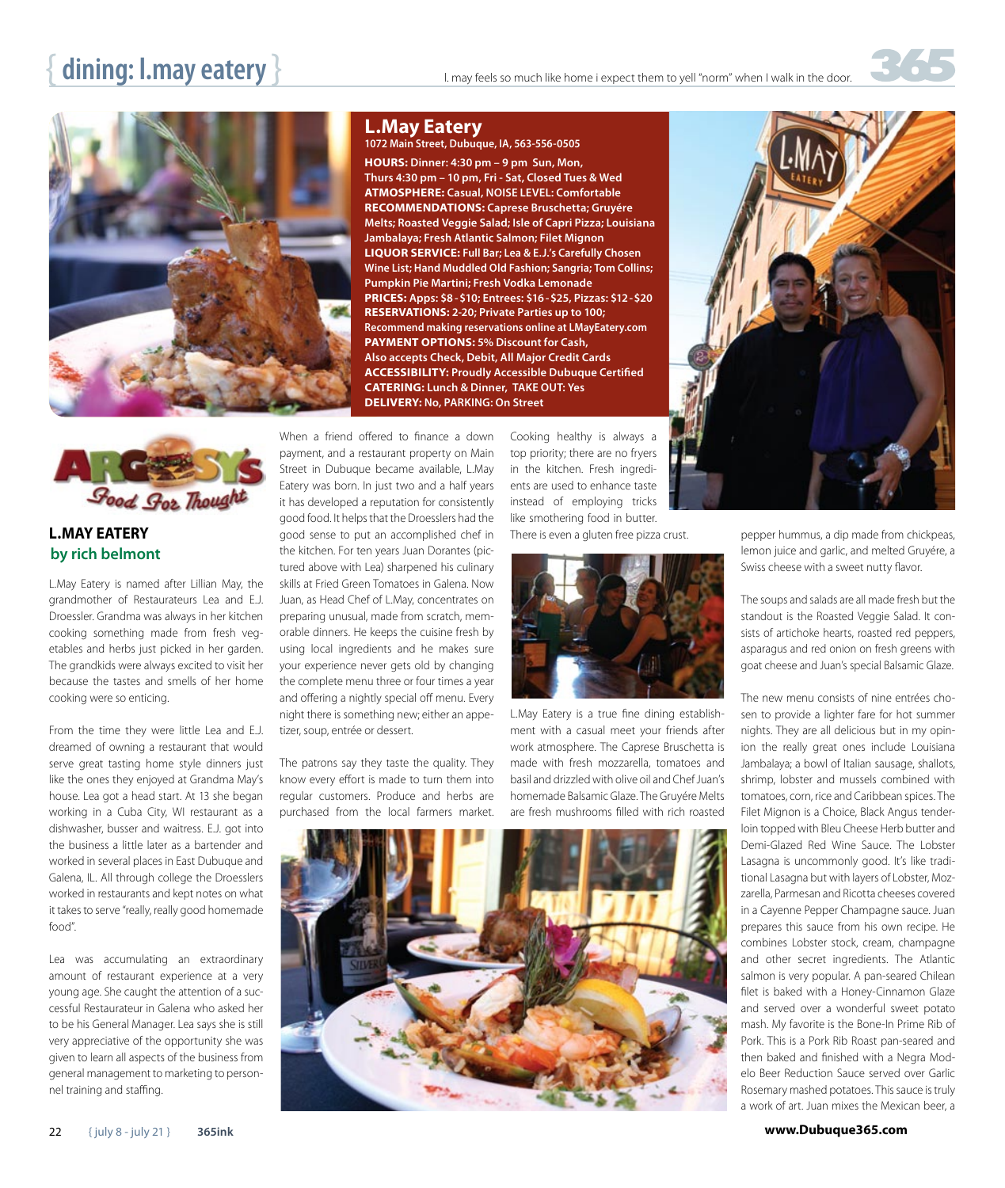# { dining: l.may eatery }

l. may feels so much like home i expect them to yell "norm" when I walk in the door.

## L.May Eatery

**1072 Main Street, Dubuque, IA, 563-556-0505**

**HOURS:** Dinner: 4:30 pm – 9 pm Sun, Mon, Thurs 4:30 pm – 10 pm, Fri - Sat, Closed Tues & Wed
**ATMOSPHERE:** Casual, **NOISE LEVEL:** Comfortable
**RECOMMENDATIONS:** Caprese Bruschetta; Gruyére Melts; Roasted Veggie Salad; Isle of Capri Pizza; Louisiana Jambalaya; Fresh Atlantic Salmon; Filet Mignon
**LIQUOR SERVICE:** Full Bar; Lea & E.J.'s Carefully Chosen Wine List; Hand Muddled Old Fashion; Sangria; Tom Collins; Pumpkin Pie Martini; Fresh Vodka Lemonade
**PRICES:** Apps: $8 - $10; Entrees: $16 - $25, Pizzas: $12 - $20
**RESERVATIONS:** 2-20; Private Parties up to 100; Recommend making reservations online at LMayEatery.com
**PAYMENT OPTIONS:** 5% Discount for Cash, Also accepts Check, Debit, All Major Credit Cards
**ACCESSIBILITY:** Proudly Accessible Dubuque Certified
**CATERING:** Lunch & Dinner, **TAKE OUT:** Yes
**DELIVERY:** No, **PARKING:** On Street

Argosy's Food For Thought

## L.MAY EATERY
### by rich belmont

L.May Eatery is named after Lillian May, the grandmother of Restaurateurs Lea and E.J. Droessler. Grandma was always in her kitchen cooking something made from fresh vegetables and herbs just picked in her garden. The grandkids were always excited to visit her because the tastes and smells of her home cooking were so enticing.

From the time they were little Lea and E.J. dreamed of owning a restaurant that would serve great tasting home style dinners just like the ones they enjoyed at Grandma May's house. Lea got a head start. At 13 she began working in a Cuba City, WI restaurant as a dishwasher, busser and waitress. E.J. got into the business a little later as a bartender and worked in several places in East Dubuque and Galena, IL. All through college the Droesslers worked in restaurants and kept notes on what it takes to serve "really, really good homemade food".

Lea was accumulating an extraordinary amount of restaurant experience at a very young age. She caught the attention of a successful Restaurateur in Galena who asked her to be his General Manager. Lea says she is still very appreciative of the opportunity she was given to learn all aspects of the business from general management to marketing to personnel training and staffing.

When a friend offered to finance a down payment, and a restaurant property on Main Street in Dubuque became available, L.May Eatery was born. In just two and a half years it has developed a reputation for consistently good food. It helps that the Droesslers had the good sense to put an accomplished chef in the kitchen. For ten years Juan Dorantes (pictured above with Lea) sharpened his culinary skills at Fried Green Tomatoes in Galena. Now Juan, as Head Chef of L.May, concentrates on preparing unusual, made from scratch, memorable dinners. He keeps the cuisine fresh by using local ingredients and he makes sure your experience never gets old by changing the complete menu three or four times a year and offering a nightly special off menu. Every night there is something new; either an appetizer, soup, entrée or dessert.

The patrons say they taste the quality. They know every effort is made to turn them into regular customers. Produce and herbs are purchased from the local farmers market. Cooking healthy is always a top priority; there are no fryers in the kitchen. Fresh ingredients are used to enhance taste instead of employing tricks like smothering food in butter. There is even a gluten free pizza crust.

L.May Eatery is a true fine dining establishment with a casual meet your friends after work atmosphere. The Caprese Bruschetta is made with fresh mozzarella, tomatoes and basil and drizzled with olive oil and Chef Juan's homemade Balsamic Glaze. The Gruyére Melts are fresh mushrooms filled with rich roasted pepper hummus, a dip made from chickpeas, lemon juice and garlic, and melted Gruyére, a Swiss cheese with a sweet nutty flavor.

The soups and salads are all made fresh but the standout is the Roasted Veggie Salad. It consists of artichoke hearts, roasted red peppers, asparagus and red onion on fresh greens with goat cheese and Juan's special Balsamic Glaze.

The new menu consists of nine entrées chosen to provide a lighter fare for hot summer nights. They are all delicious but in my opinion the really great ones include Louisiana Jambalaya; a bowl of Italian sausage, shallots, shrimp, lobster and mussels combined with tomatoes, corn, rice and Caribbean spices. The Filet Mignon is a Choice, Black Angus tenderloin topped with Bleu Cheese Herb butter and Demi-Glazed Red Wine Sauce. The Lobster Lasagna is uncommonly good. It's like traditional Lasagna but with layers of Lobster, Mozzarella, Parmesan and Ricotta cheeses covered in a Cayenne Pepper Champagne sauce. Juan prepares this sauce from his own recipe. He combines Lobster stock, cream, champagne and other secret ingredients. The Atlantic salmon is very popular. A pan-seared Chilean filet is baked with a Honey-Cinnamon Glaze and served over a wonderful sweet potato mash. My favorite is the Bone-In Prime Rib of Pork. This is a Pork Rib Roast pan-seared and then baked and finished with a Negra Modelo Beer Reduction Sauce served over Garlic Rosemary mashed potatoes. This sauce is truly a work of art. Juan mixes the Mexican beer, a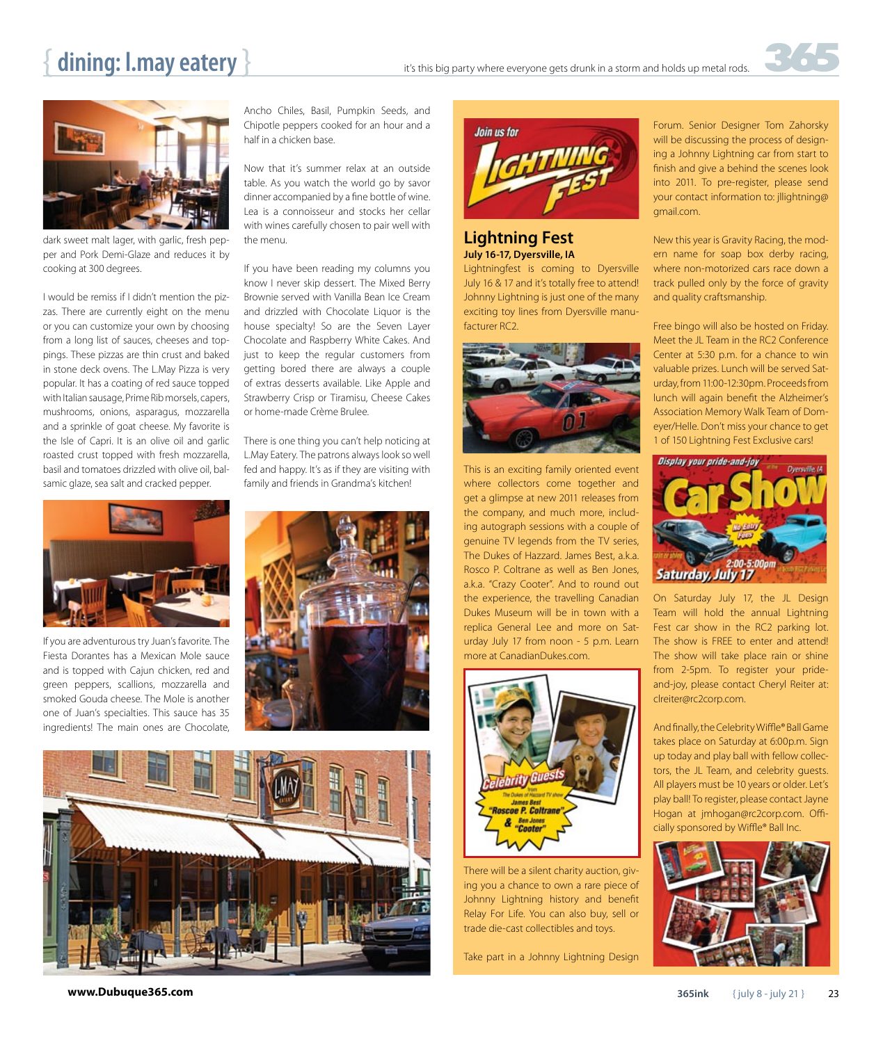dark sweet malt lager, with garlic, fresh pepper and Pork Demi-Glaze and reduces it by cooking at 300 degrees.

I would be remiss if I didn't mention the pizzas. There are currently eight on the menu or you can customize your own by choosing from a long list of sauces, cheeses and toppings. These pizzas are thin crust and baked in stone deck ovens. The L.May Pizza is very popular. It has a coating of red sauce topped with Italian sausage, Prime Rib morsels, capers, mushrooms, onions, asparagus, mozzarella and a sprinkle of goat cheese. My favorite is the Isle of Capri. It is an olive oil and garlic roasted crust topped with fresh mozzarella, basil and tomatoes drizzled with olive oil, balsamic glaze, sea salt and cracked pepper.

If you are adventurous try Juan's favorite. The Fiesta Dorantes has a Mexican Mole sauce and is topped with Cajun chicken, red and green peppers, scallions, mozzarella and smoked Gouda cheese. The Mole is another one of Juan's specialties. This sauce has 35 ingredients! The main ones are Chocolate, Ancho Chiles, Basil, Pumpkin Seeds, and Chipotle peppers cooked for an hour and a half in a chicken base.

Now that it's summer relax at an outside table. As you watch the world go by savor dinner accompanied by a fine bottle of wine. Lea is a connoisseur and stocks her cellar with wines carefully chosen to pair well with the menu.

If you have been reading my columns you know I never skip dessert. The Mixed Berry Brownie served with Vanilla Bean Ice Cream and drizzled with Chocolate Liquor is the house specialty! So are the Seven Layer Chocolate and Raspberry White Cakes. And just to keep the regular customers from getting bored there are always a couple of extras desserts available. Like Apple and Strawberry Crisp or Tiramisu, Cheese Cakes or home-made Crème Brulee.

There is one thing you can't help noticing at L.May Eatery. The patrons always look so well fed and happy. It's as if they are visiting with family and friends in Grandma's kitchen!

## Lightning Fest

**July 16-17, Dyersville, IA**

Lightningfest is coming to Dyersville July 16 & 17 and it's totally free to attend! Johnny Lightning is just one of the many exciting toy lines from Dyersville manufacturer RC2.

This is an exciting family oriented event where collectors come together and get a glimpse at new 2011 releases from the company, and much more, including autograph sessions with a couple of genuine TV legends from the TV series, The Dukes of Hazzard. James Best, a.k.a. Rosco P. Coltrane as well as Ben Jones, a.k.a. "Crazy Cooter". And to round out the experience, the travelling Canadian Dukes Museum will be in town with a replica General Lee and more on Saturday July 17 from noon - 5 p.m. Learn more at CanadianDukes.com.

There will be a silent charity auction, giving you a chance to own a rare piece of Johnny Lightning history and benefit Relay For Life. You can also buy, sell or trade die-cast collectibles and toys.

Take part in a Johnny Lightning Design Forum. Senior Designer Tom Zahorsky will be discussing the process of designing a Johnny Lightning car from start to finish and give a behind the scenes look into 2011. To pre-register, please send your contact information to: jllightning@gmail.com.

New this year is Gravity Racing, the modern name for soap box derby racing, where non-motorized cars race down a track pulled only by the force of gravity and quality craftsmanship.

Free bingo will also be hosted on Friday. Meet the JL Team in the RC2 Conference Center at 5:30 p.m. for a chance to win valuable prizes. Lunch will be served Saturday, from 11:00-12:30pm. Proceeds from lunch will again benefit the Alzheimer's Association Memory Walk Team of Domeyer/Helle. Don't miss your chance to get 1 of 150 Lightning Fest Exclusive cars!

On Saturday July 17, the JL Design Team will hold the annual Lightning Fest car show in the RC2 parking lot. The show is FREE to enter and attend! The show will take place rain or shine from 2-5pm. To register your pride-and-joy, please contact Cheryl Reiter at: clreiter@rc2corp.com.

And finally, the Celebrity Wiffle® Ball Game takes place on Saturday at 6:00p.m. Sign up today and play ball with fellow collectors, the JL Team, and celebrity guests. All players must be 10 years or older. Let's play ball! To register, please contact Jayne Hogan at jmhogan@rc2corp.com. Officially sponsored by Wiffle® Ball Inc.